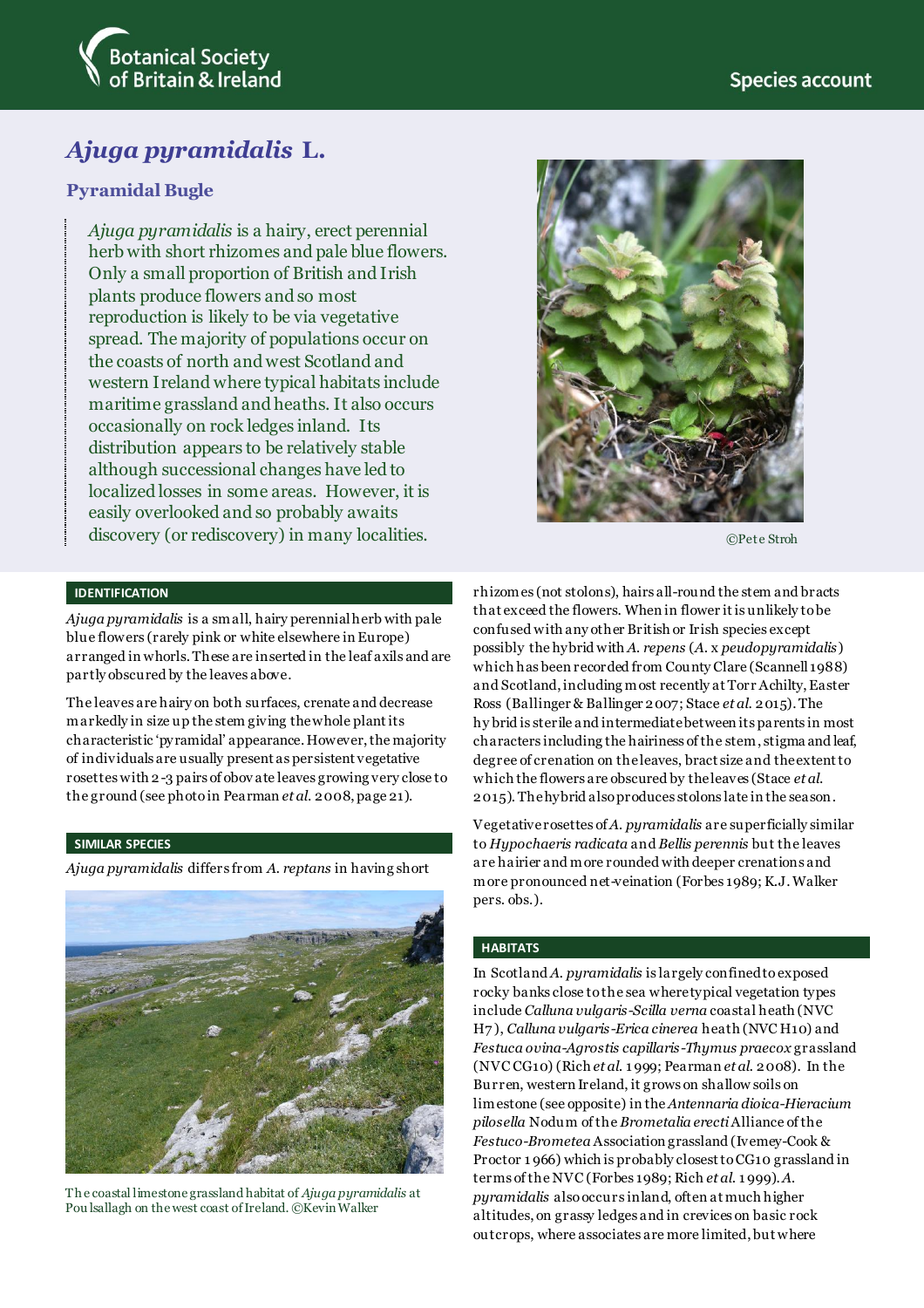Botanical Society of Britain & Ireland

Species account

# *Ajuga pyramidalis* L.

## Pyramidal Bugle

*Ajuga pyramidalis* is a hairy, erect perennial herb with short rhizomes and pale blue flowers. Only a small proportion of British and Irish plants produce flowers and so most reproduction is likely to be via vegetative spread. The majority of populations occur on the coasts of north and west Scotland and western Ireland where typical habitats include maritime grassland and heaths. It also occurs occasionally on rock ledges inland. Its distribution appears to be relatively stable although successional changes have led to localized losses in some areas. However, it is easily overlooked and so probably awaits discovery (or rediscovery) in many localities.

©Pete Stroh

### IDENTIFICATION

*Ajuga pyramidalis* is a small, hairy perennial herb with pale blue flowers (rarely pink or white elsewhere in Europe) arranged in whorls. These are inserted in the leaf axils and are partly obscured by the leaves above.

The leaves are hairy on both surfaces, crenate and decrease markedly in size up the stem giving the whole plant its characteristic 'pyramidal' appearance. However, the majority of individuals are usually present as persistent vegetative rosettes with 2-3 pairs of obovate leaves growing very close to the ground (see photo in Pearman *et al.* 2008, page 21).

### SIMILAR SPECIES

*Ajuga pyramidalis* differs from *A. reptans* in having short rhizomes (not stolons), hairs all-round the stem and bracts that exceed the flowers. When in flower it is unlikely to be confused with any other British or Irish species except possibly the hybrid with *A. repens* (*A.* x *peudopyramidalis*) which has been recorded from County Clare (Scannell 1988) and Scotland, including most recently at Torr Achilty, Easter Ross (Ballinger & Ballinger 2007; Stace *et al.* 2015). The hybrid is sterile and intermediate between its parents in most characters including the hairiness of the stem, stigma and leaf, degree of crenation on the leaves, bract size and the extent to which the flowers are obscured by the leaves (Stace *et al.* 2015). The hybrid also produces stolons late in the season.

Vegetative rosettes of *A. pyramidalis* are superficially similar to *Hypochaeris radicata* and *Bellis perennis* but the leaves are hairier and more rounded with deeper crenations and more pronounced net-veination (Forbes 1989; K.J. Walker pers. obs.).

The coastal limestone grassland habitat of *Ajuga pyramidalis* at Poulsallagh on the west coast of Ireland. ©Kevin Walker

### HABITATS

In Scotland *A. pyramidalis* is largely confined to exposed rocky banks close to the sea where typical vegetation types include *Calluna vulgaris-Scilla verna* coastal heath (NVC H7), *Calluna vulgaris-Erica cinerea* heath (NVC H10) and *Festuca ovina-Agrostis capillaris-Thymus praecox* grassland (NVC CG10) (Rich *et al.* 1999; Pearman *et al.* 2008). In the Burren, western Ireland, it grows on shallow soils on limestone (see opposite) in the *Antennaria dioica-Hieracium pilosella* Nodum of the *Brometalia erecti* Alliance of the *Festuco-Brometea* Association grassland (Ivemey-Cook & Proctor 1966) which is probably closest to CG10 grassland in terms of the NVC (Forbes 1989; Rich *et al.* 1999). *A. pyramidalis* also occurs inland, often at much higher altitudes, on grassy ledges and in crevices on basic rock outcrops, where associates are more limited, but where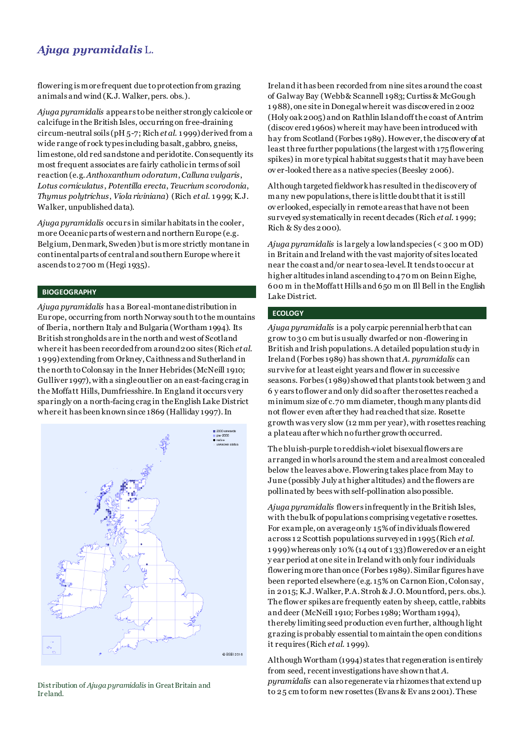flowering is more frequent due to protection from grazing animals and wind (K.J. Walker, pers. obs.).

*Ajuga pyramidalis* appears to be neither strongly calcicole or calcifuge in the British Isles, occurring on free-draining circum-neutral soils (pH 5-7; Rich *et al.* 1999) derived from a wide range of rock types including basalt, gabbro, gneiss, limestone, old red sandstone and peridotite. Consequently its most frequent associates are fairly catholic in terms of soil reaction (e.g. *Anthoxanthum odoratum*, *Calluna vulgaris*, *Lotus corniculatus*, *Potentilla erecta*, *Teucrium scorodonia*, *Thymus polytrichus*, *Viola riviniana*) (Rich *et al.* 1999; K.J. Walker, unpublished data).

*Ajuga pyramidalis* occurs in similar habitats in the cooler, more Oceanic parts of western and northern Europe (e.g. Belgium, Denmark, Sweden) but is more strictly montane in continental parts of central and southern Europe where it ascends to 2700 m (Hegi 1935).

## BIOGEOGRAPHY

*Ajuga pyramidalis* has a Boreal-montane distribution in Europe, occurring from north Norway south to the mountains of Iberia, northern Italy and Bulgaria (Wortham 1994). Its British strongholds are in the north and west of Scotland where it has been recorded from around 200 sites (Rich *et al.* 1999) extending from Orkney, Caithness and Sutherland in the north to Colonsay in the Inner Hebrides (McNeill 1910; Gulliver 1997), with a single outlier on an east-facing crag in the Moffatt Hills, Dumfriesshire. In England it occurs very sparingly on a north-facing crag in the English Lake District where it has been known since 1869 (Halliday 1997). In Ireland it has been recorded from nine sites around the coast of Galway Bay (Webb & Scannell 1983; Curtiss & McGough 1988), one site in Donegal where it was discovered in 2002 (Holyoak 2005) and on Rathlin Island off the coast of Antrim (discovered 1960s) where it may have been introduced with hay from Scotland (Forbes 1989). However, the discovery of at least three further populations (the largest with 175 flowering spikes) in more typical habitat suggests that it may have been over-looked there as a native species (Beesley 2006).

Distribution of *Ajuga pyramidalis* in Great Britain and Ireland.

Although targeted fieldwork has resulted in the discovery of many new populations, there is little doubt that it is still overlooked, especially in remote areas that have not been surveyed systematically in recent decades (Rich *et al.* 1999; Rich & Sydes 2000).

*Ajuga pyramidalis* is largely a lowland species (< 300 m OD) in Britain and Ireland with the vast majority of sites located near the coast and/or near to sea-level. It tends to occur at higher altitudes inland ascending to 470 m on Beinn Eighe, 600 m in the Moffatt Hills and 650 m on Ill Bell in the English Lake District.

## ECOLOGY

*Ajuga pyramidalis* is a polycarpic perennial herb that can grow to 30 cm but is usually dwarfed or non-flowering in British and Irish populations. A detailed population study in Ireland (Forbes 1989) has shown that *A. pyramidalis* can survive for at least eight years and flower in successive seasons. Forbes (1989) showed that plants took between 3 and 6 years to flower and only did so after the rosettes reached a minimum size of c.70 mm diameter, though many plants did not flower even after they had reached that size. Rosette growth was very slow (12 mm per year), with rosettes reaching a plateau after which no further growth occurred.

The bluish-purple to reddish-violet bisexual flowers are arranged in whorls around the stem and are almost concealed below the leaves above. Flowering takes place from May to June (possibly July at higher altitudes) and the flowers are pollinated by bees with self-pollination also possible.

*Ajuga pyramidalis* flowers infrequently in the British Isles, with the bulk of populations comprising vegetative rosettes. For example, on average only 15% of individuals flowered across 12 Scottish populations surveyed in 1995 (Rich *et al.* 1999) whereas only 10% (14 out of 133) flowered over an eight year period at one site in Ireland with only four individuals flowering more than once (Forbes 1989). Similar figures have been reported elsewhere (e.g. 15% on Carnon Eion, Colonsay, in 2015; K.J. Walker, P.A. Stroh & J.O. Mountford, pers. obs.). The flower spikes are frequently eaten by sheep, cattle, rabbits and deer (McNeill 1910; Forbes 1989; Wortham 1994), thereby limiting seed production even further, although light grazing is probably essential to maintain the open conditions it requires (Rich *et al.* 1999).

Although Wortham (1994) states that regeneration is entirely from seed, recent investigations have shown that *A. pyramidalis* can also regenerate via rhizomes that extend up to 25 cm to form new rosettes (Evans & Evans 2001). These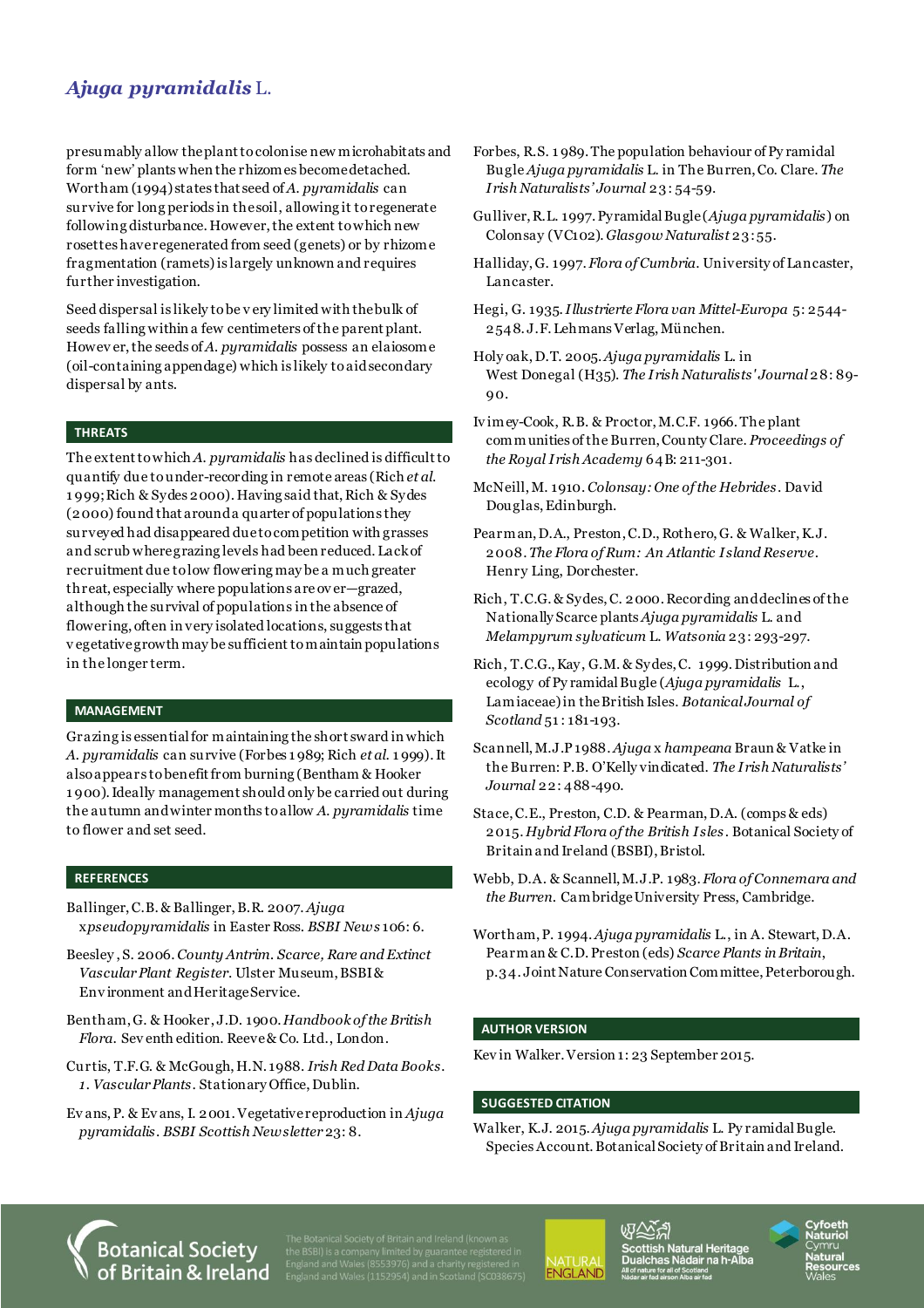presumably allow the plant to colonise new microhabitats and form 'new' plants when the rhizomes become detached. Wortham (1994) states that seed of *A. pyramidalis* can survive for long periods in the soil, allowing it to regenerate following disturbance. However, the extent to which new rosettes have regenerated from seed (genets) or by rhizome fragmentation (ramets) is largely unknown and requires further investigation.

Seed dispersal is likely to be very limited with the bulk of seeds falling within a few centimeters of the parent plant. However, the seeds of *A. pyramidalis* possess an elaiosome (oil-containing appendage) which is likely to aid secondary dispersal by ants.

## THREATS

The extent to which *A. pyramidalis* has declined is difficult to quantify due to under-recording in remote areas (Rich *et al.* 1999; Rich & Sydes 2000). Having said that, Rich & Sydes (2000) found that around a quarter of populations they surveyed had disappeared due to competition with grasses and scrub where grazing levels had been reduced. Lack of recruitment due to low flowering may be a much greater threat, especially where populations are over—grazed, although the survival of populations in the absence of flowering, often in very isolated locations, suggests that vegetative growth may be sufficient to maintain populations in the longer term.

## MANAGEMENT

Grazing is essential for maintaining the short sward in which *A. pyramidalis* can survive (Forbes 1989; Rich *et al.* 1999). It also appears to benefit from burning (Bentham & Hooker 1900). Ideally management should only be carried out during the autumn and winter months to allow *A. pyramidalis* time to flower and set seed.

## REFERENCES

Ballinger, C.B. & Ballinger, B.R. 2007. *Ajuga xpseudopyramidalis* in Easter Ross. *BSBI News* 106: 6.

Beesley, S. 2006. *County Antrim. Scarce, Rare and Extinct Vascular Plant Register*. Ulster Museum, BSBI & Environment and Heritage Service.

Bentham, G. & Hooker, J.D. 1900. *Handbook of the British Flora*. Seventh edition. Reeve & Co. Ltd., London.

Curtis, T.F.G. & McGough, H.N. 1988. *Irish Red Data Books. 1. Vascular Plants*. Stationary Office, Dublin.

Evans, P. & Evans, I. 2001. Vegetative reproduction in *Ajuga pyramidalis*. *BSBI Scottish Newsletter* 23: 8.

Forbes, R.S. 1989. The population behaviour of Pyramidal Bugle *Ajuga pyramidalis* L. in The Burren, Co. Clare. *The Irish Naturalists' Journal* 23: 54-59.

Gulliver, R.L. 1997. Pyramidal Bugle (*Ajuga pyramidalis*) on Colonsay (VC102). *Glasgow Naturalist* 23: 55.

Halliday, G. 1997. *Flora of Cumbria*. University of Lancaster, Lancaster.

Hegi, G. 1935. *Illustrierte Flora van Mittel-Europa* 5: 2544-2548. J.F. Lehmans Verlag, München.

Holyoak, D.T. 2005. *Ajuga pyramidalis* L. in West Donegal (H35). *The Irish Naturalists' Journal* 28: 89-90.

Ivimey-Cook, R.B. & Proctor, M.C.F. 1966. The plant communities of the Burren, County Clare. *Proceedings of the Royal Irish Academy* 64B: 211-301.

McNeill, M. 1910. *Colonsay: One of the Hebrides*. David Douglas, Edinburgh.

Pearman, D.A., Preston, C.D., Rothero, G. & Walker, K.J. 2008. *The Flora of Rum: An Atlantic Island Reserve*. Henry Ling, Dorchester.

Rich, T.C.G. & Sydes, C. 2000. Recording and declines of the Nationally Scarce plants *Ajuga pyramidalis* L. and *Melampyrum sylvaticum* L. *Watsonia* 23: 293-297.

Rich, T.C.G., Kay, G.M. & Sydes, C. 1999. Distribution and ecology of Pyramidal Bugle (*Ajuga pyramidalis* L., Lamiaceae) in the British Isles. *Botanical Journal of Scotland* 51: 181-193.

Scannell, M.J.P 1988. *Ajuga x hampeana* Braun & Vatke in the Burren: P.B. O'Kelly vindicated. *The Irish Naturalists' Journal* 22: 488-490.

Stace, C.E., Preston, C.D. & Pearman, D.A. (comps & eds) 2015. *Hybrid Flora of the British Isles*. Botanical Society of Britain and Ireland (BSBI), Bristol.

Webb, D.A. & Scannell, M.J.P. 1983. *Flora of Connemara and the Burren*. Cambridge University Press, Cambridge.

Wortham, P. 1994. *Ajuga pyramidalis* L., in A. Stewart, D.A. Pearman & C.D. Preston (eds) *Scarce Plants in Britain*, p.34. Joint Nature Conservation Committee, Peterborough.

## AUTHOR VERSION

Kevin Walker. Version 1: 23 September 2015.

## SUGGESTED CITATION

Walker, K.J. 2015. *Ajuga pyramidalis* L. Pyramidal Bugle. Species Account. Botanical Society of Britain and Ireland.

The Botanical Society of Britain and Ireland (known as the BSBI) is a company limited by guarantee registered in England and Wales (8553976) and a charity registered in England and Wales (1152954) and in Scotland (SC038675)